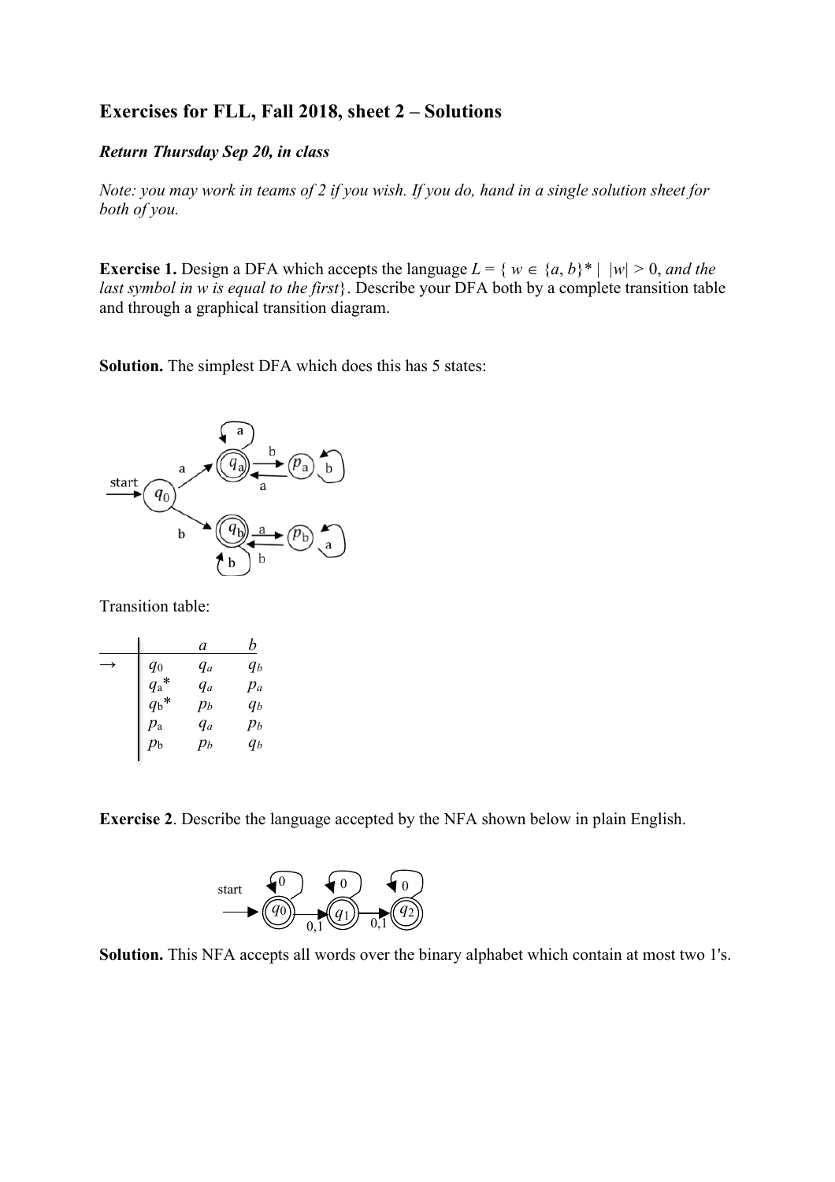## Exercises for FLL, Fall 2018, sheet 2 – Solutions

***Return Thursday Sep 20, in class***

*Note: you may work in teams of 2 if you wish. If you do, hand in a single solution sheet for both of you.*

**Exercise 1.** Design a DFA which accepts the language $L = \{ w \in \{a, b\}^* \mid |w| > 0$, *and the last symbol in w is equal to the first*$\}$. Describe your DFA both by a complete transition table and through a graphical transition diagram.

**Solution.** The simplest DFA which does this has 5 states:

Transition table:

| | | $a$ | $b$ |
|---|---|---|---|
| → | $q_0$ | $q_a$ | $q_b$ |
| | $q_a$* | $q_a$ | $p_a$ |
| | $q_b$* | $p_b$ | $q_b$ |
| | $p_a$ | $q_a$ | $p_b$ |
| | $p_b$ | $p_b$ | $q_b$ |

**Exercise 2**. Describe the language accepted by the NFA shown below in plain English.

**Solution.** This NFA accepts all words over the binary alphabet which contain at most two 1's.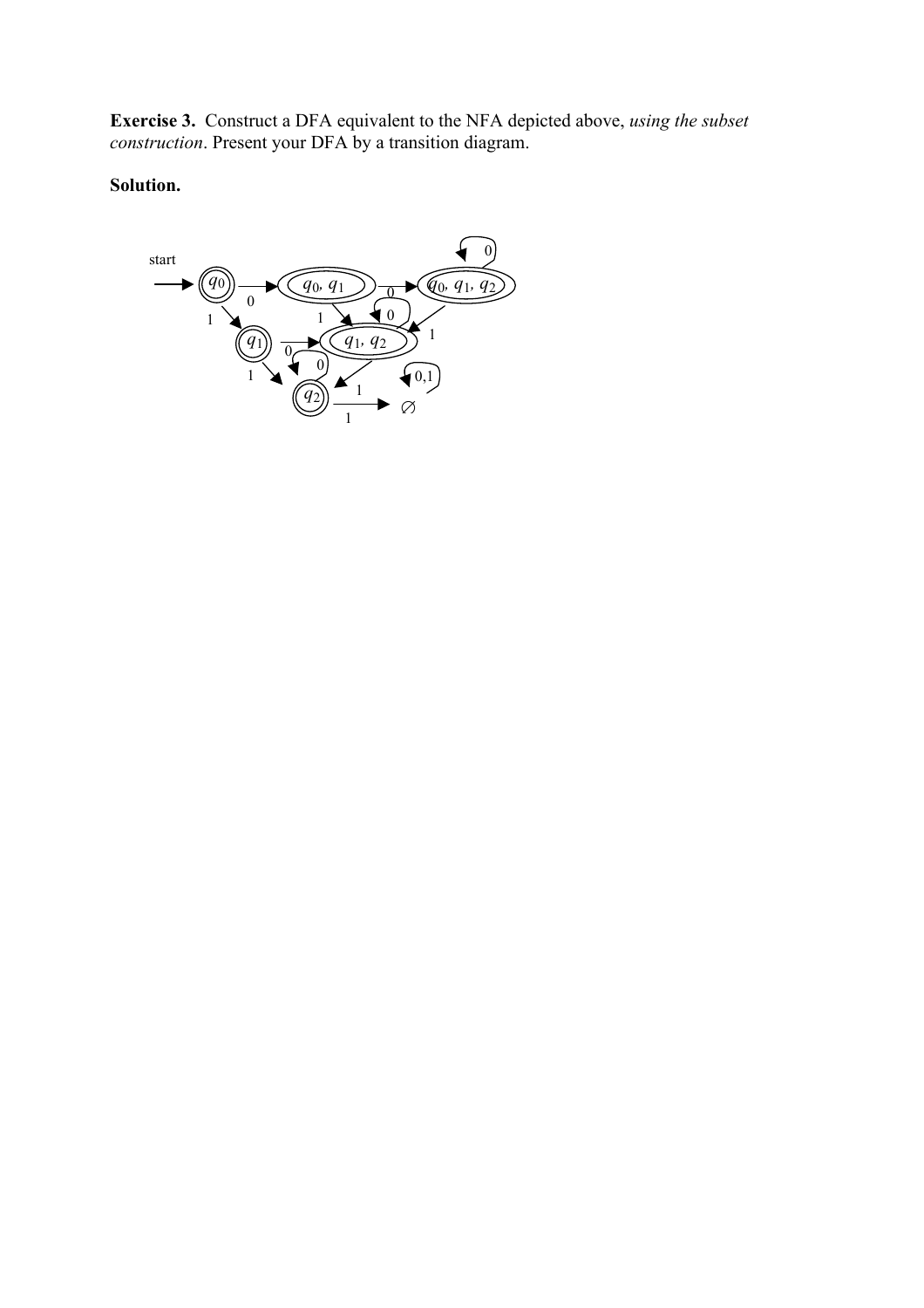**Exercise 3.** Construct a DFA equivalent to the NFA depicted above, *using the subset construction*. Present your DFA by a transition diagram.

**Solution.**

start

$q_0$

$q_0, q_1$

$q_0, q_1, q_2$

$q_1$

$q_1, q_2$

$q_2$

$\varnothing$

0

1

0,1